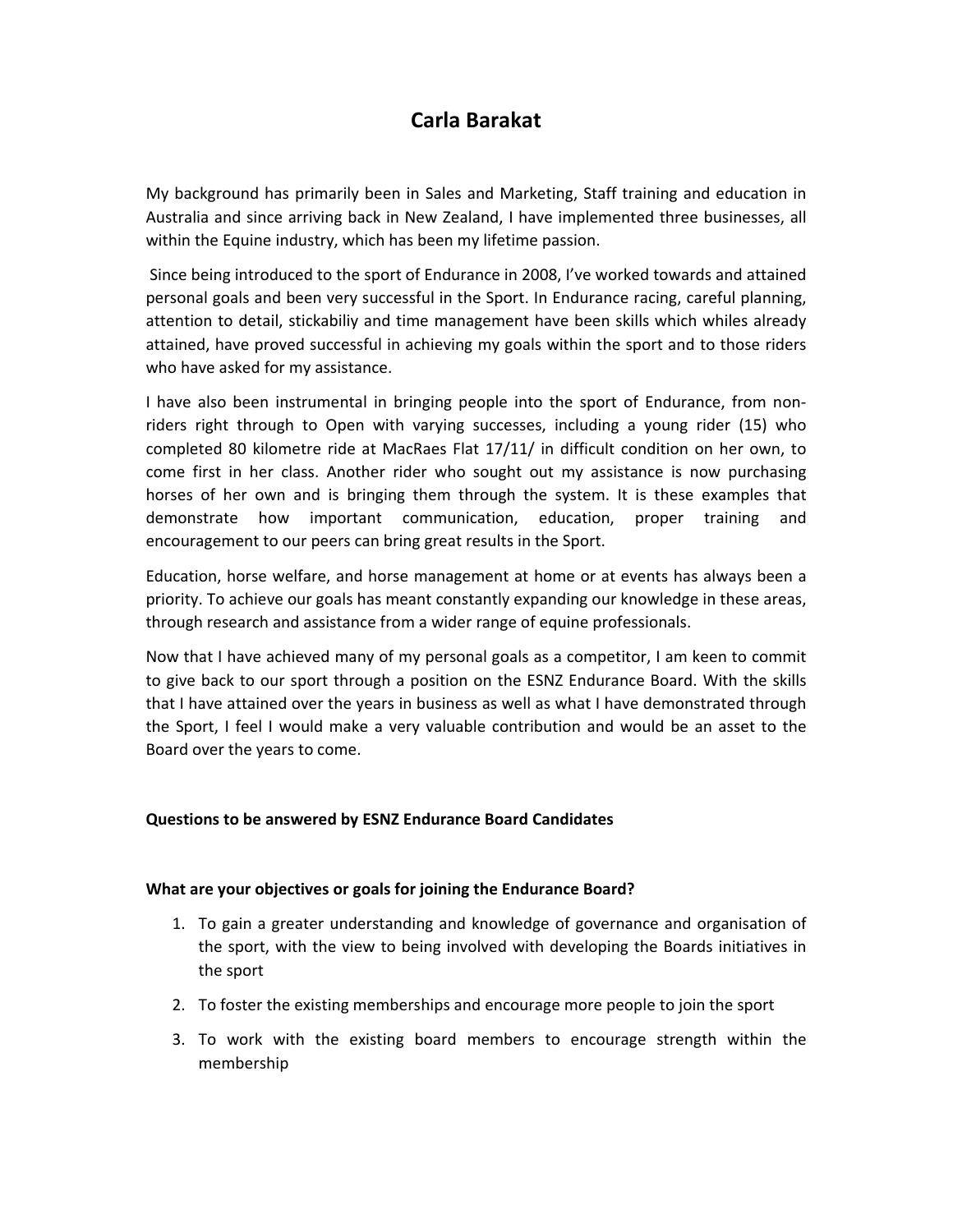# Carla Barakat

My background has primarily been in Sales and Marketing, Staff training and education in Australia and since arriving back in New Zealand, I have implemented three businesses, all within the Equine industry, which has been my lifetime passion.

Since being introduced to the sport of Endurance in 2008, I've worked towards and attained personal goals and been very successful in the Sport. In Endurance racing, careful planning, attention to detail, stickabiliy and time management have been skills which whiles already attained, have proved successful in achieving my goals within the sport and to those riders who have asked for my assistance.

I have also been instrumental in bringing people into the sport of Endurance, from non-riders right through to Open with varying successes, including a young rider (15) who completed 80 kilometre ride at MacRaes Flat 17/11/ in difficult condition on her own, to come first in her class. Another rider who sought out my assistance is now purchasing horses of her own and is bringing them through the system. It is these examples that demonstrate how important communication, education, proper training and encouragement to our peers can bring great results in the Sport.

Education, horse welfare, and horse management at home or at events has always been a priority. To achieve our goals has meant constantly expanding our knowledge in these areas, through research and assistance from a wider range of equine professionals.

Now that I have achieved many of my personal goals as a competitor, I am keen to commit to give back to our sport through a position on the ESNZ Endurance Board. With the skills that I have attained over the years in business as well as what I have demonstrated through the Sport, I feel I would make a very valuable contribution and would be an asset to the Board over the years to come.

**Questions to be answered by ESNZ Endurance Board Candidates**

**What are your objectives or goals for joining the Endurance Board?**

1. To gain a greater understanding and knowledge of governance and organisation of the sport, with the view to being involved with developing the Boards initiatives in the sport
2. To foster the existing memberships and encourage more people to join the sport
3. To work with the existing board members to encourage strength within the membership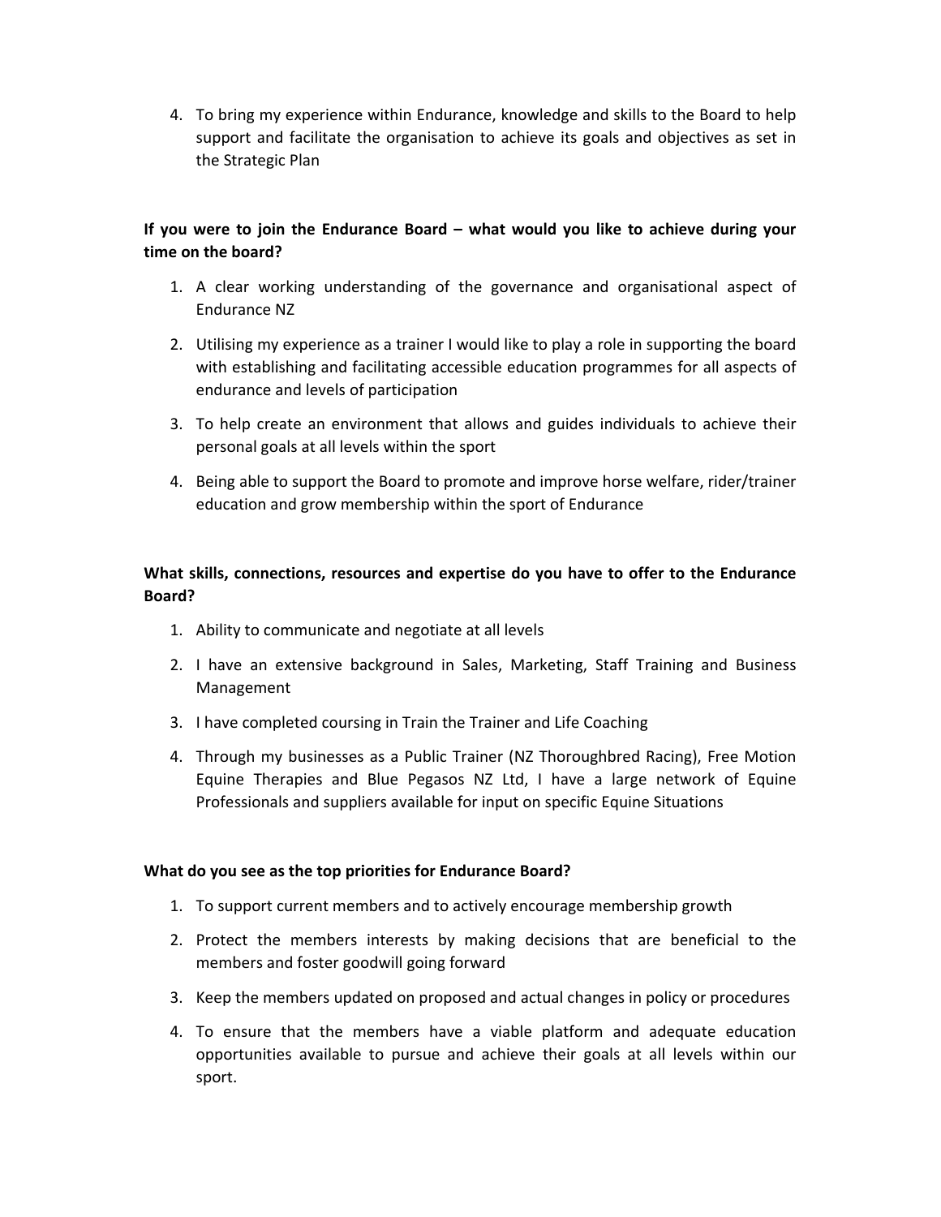4. To bring my experience within Endurance, knowledge and skills to the Board to help support and facilitate the organisation to achieve its goals and objectives as set in the Strategic Plan

**If you were to join the Endurance Board – what would you like to achieve during your time on the board?**

1. A clear working understanding of the governance and organisational aspect of Endurance NZ
2. Utilising my experience as a trainer I would like to play a role in supporting the board with establishing and facilitating accessible education programmes for all aspects of endurance and levels of participation
3. To help create an environment that allows and guides individuals to achieve their personal goals at all levels within the sport
4. Being able to support the Board to promote and improve horse welfare, rider/trainer education and grow membership within the sport of Endurance

**What skills, connections, resources and expertise do you have to offer to the Endurance Board?**

1. Ability to communicate and negotiate at all levels
2. I have an extensive background in Sales, Marketing, Staff Training and Business Management
3. I have completed coursing in Train the Trainer and Life Coaching
4. Through my businesses as a Public Trainer (NZ Thoroughbred Racing), Free Motion Equine Therapies and Blue Pegasos NZ Ltd, I have a large network of Equine Professionals and suppliers available for input on specific Equine Situations

**What do you see as the top priorities for Endurance Board?**

1. To support current members and to actively encourage membership growth
2. Protect the members interests by making decisions that are beneficial to the members and foster goodwill going forward
3. Keep the members updated on proposed and actual changes in policy or procedures
4. To ensure that the members have a viable platform and adequate education opportunities available to pursue and achieve their goals at all levels within our sport.